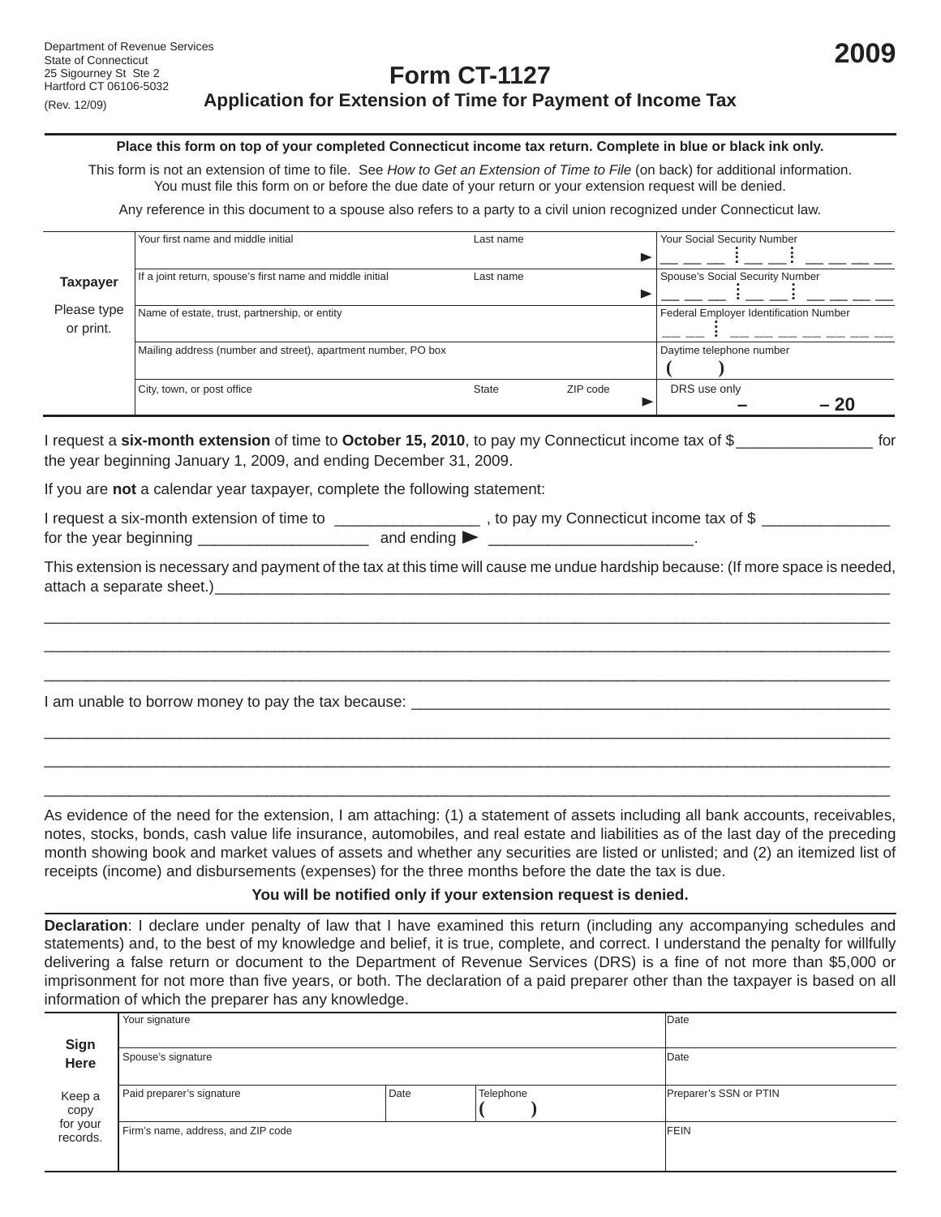Department of Revenue Services
State of Connecticut
25 Sigourney St Ste 2
Hartford CT 06106-5032
(Rev. 12/09)

# Form CT-1127

**2009**

## Application for Extension of Time for Payment of Income Tax

**Place this form on top of your completed Connecticut income tax return. Complete in blue or black ink only.**

This form is not an extension of time to file. See *How to Get an Extension of Time to File* (on back) for additional information. You must file this form on or before the due date of your return or your extension request will be denied.

Any reference in this document to a spouse also refers to a party to a civil union recognized under Connecticut law.

| **Taxpayer** Please type or print. | Your first name and middle initial | Last name | | Your Social Security Number |
|---|---|---|---|---|
| | If a joint return, spouse's first name and middle initial | Last name | | Spouse's Social Security Number |
| | Name of estate, trust, partnership, or entity | | | Federal Employer Identification Number |
| | Mailing address (number and street), apartment number, PO box | | | Daytime telephone number ( ) |
| | City, town, or post office | State | ZIP code | DRS use only – – 20 |

I request a **six-month extension** of time to **October 15, 2010**, to pay my Connecticut income tax of $_______________ for the year beginning January 1, 2009, and ending December 31, 2009.

If you are **not** a calendar year taxpayer, complete the following statement:

I request a six-month extension of time to ________________ , to pay my Connecticut income tax of $ ______________ for the year beginning ___________________ and ending ► _______________________.

This extension is necessary and payment of the tax at this time will cause me undue hardship because: (If more space is needed, attach a separate sheet.)________________________________________________________________________

I am unable to borrow money to pay the tax because: ______________________________________________________

As evidence of the need for the extension, I am attaching: (1) a statement of assets including all bank accounts, receivables, notes, stocks, bonds, cash value life insurance, automobiles, and real estate and liabilities as of the last day of the preceding month showing book and market values of assets and whether any securities are listed or unlisted; and (2) an itemized list of receipts (income) and disbursements (expenses) for the three months before the date the tax is due.

**You will be notified only if your extension request is denied.**

**Declaration**: I declare under penalty of law that I have examined this return (including any accompanying schedules and statements) and, to the best of my knowledge and belief, it is true, complete, and correct. I understand the penalty for willfully delivering a false return or document to the Department of Revenue Services (DRS) is a fine of not more than $5,000 or imprisonment for not more than five years, or both. The declaration of a paid preparer other than the taxpayer is based on all information of which the preparer has any knowledge.

| **Sign Here** Keep a copy for your records. | Your signature | | | Date |
|---|---|---|---|---|
| | Spouse's signature | | | Date |
| | Paid preparer's signature | Date | Telephone ( ) | Preparer's SSN or PTIN |
| | Firm's name, address, and ZIP code | | | FEIN |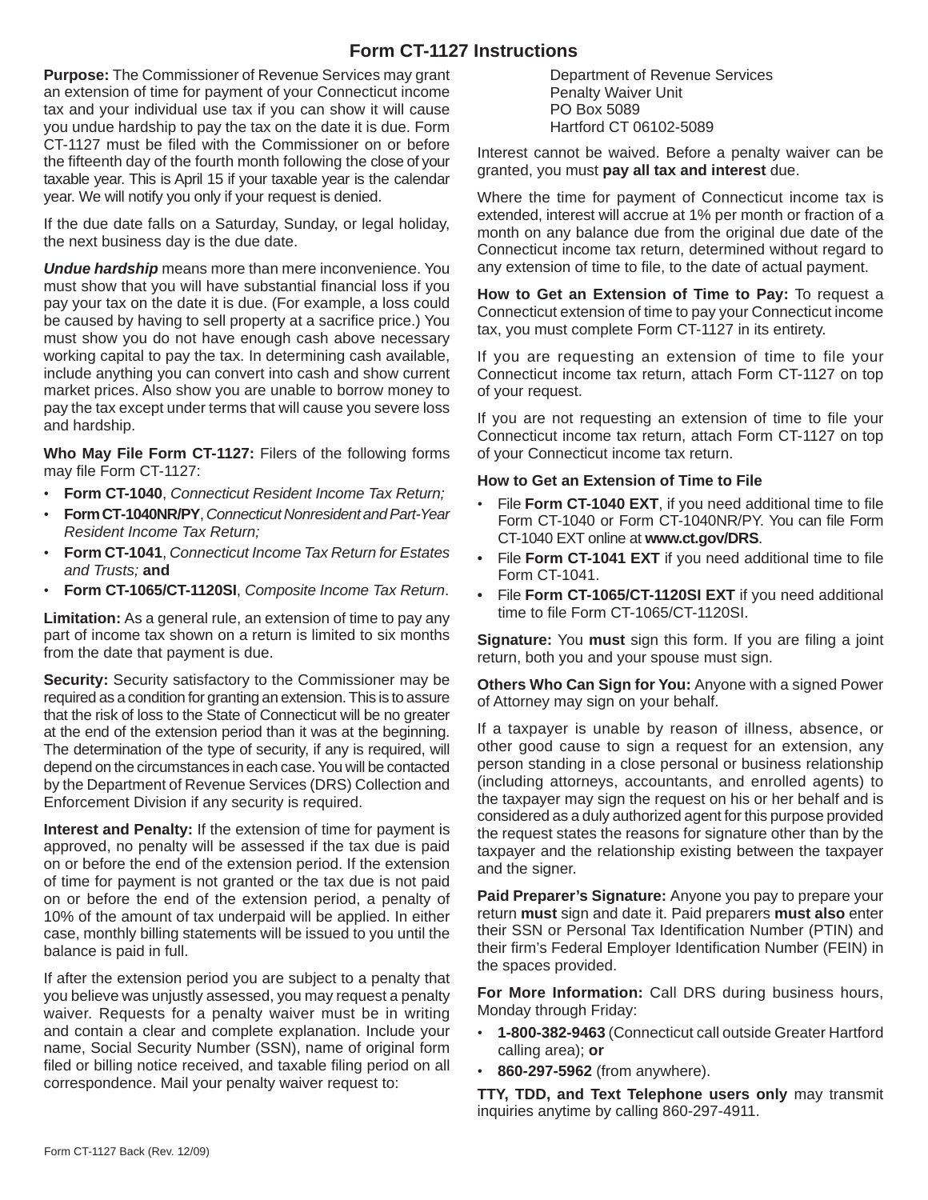# Form CT-1127 Instructions

**Purpose:** The Commissioner of Revenue Services may grant an extension of time for payment of your Connecticut income tax and your individual use tax if you can show it will cause you undue hardship to pay the tax on the date it is due. Form CT-1127 must be filed with the Commissioner on or before the fifteenth day of the fourth month following the close of your taxable year. This is April 15 if your taxable year is the calendar year. We will notify you only if your request is denied.

If the due date falls on a Saturday, Sunday, or legal holiday, the next business day is the due date.

***Undue hardship*** means more than mere inconvenience. You must show that you will have substantial financial loss if you pay your tax on the date it is due. (For example, a loss could be caused by having to sell property at a sacrifice price.) You must show you do not have enough cash above necessary working capital to pay the tax. In determining cash available, include anything you can convert into cash and show current market prices. Also show you are unable to borrow money to pay the tax except under terms that will cause you severe loss and hardship.

**Who May File Form CT-1127:** Filers of the following forms may file Form CT-1127:

- **Form CT-1040**, *Connecticut Resident Income Tax Return;*
- **Form CT-1040NR/PY**, *Connecticut Nonresident and Part-Year Resident Income Tax Return;*
- **Form CT-1041**, *Connecticut Income Tax Return for Estates and Trusts;* **and**
- **Form CT-1065/CT-1120SI**, *Composite Income Tax Return*.

**Limitation:** As a general rule, an extension of time to pay any part of income tax shown on a return is limited to six months from the date that payment is due.

**Security:** Security satisfactory to the Commissioner may be required as a condition for granting an extension. This is to assure that the risk of loss to the State of Connecticut will be no greater at the end of the extension period than it was at the beginning. The determination of the type of security, if any is required, will depend on the circumstances in each case. You will be contacted by the Department of Revenue Services (DRS) Collection and Enforcement Division if any security is required.

**Interest and Penalty:** If the extension of time for payment is approved, no penalty will be assessed if the tax due is paid on or before the end of the extension period. If the extension of time for payment is not granted or the tax due is not paid on or before the end of the extension period, a penalty of 10% of the amount of tax underpaid will be applied. In either case, monthly billing statements will be issued to you until the balance is paid in full.

If after the extension period you are subject to a penalty that you believe was unjustly assessed, you may request a penalty waiver. Requests for a penalty waiver must be in writing and contain a clear and complete explanation. Include your name, Social Security Number (SSN), name of original form filed or billing notice received, and taxable filing period on all correspondence. Mail your penalty waiver request to:

Department of Revenue Services
Penalty Waiver Unit
PO Box 5089
Hartford CT 06102-5089

Interest cannot be waived. Before a penalty waiver can be granted, you must **pay all tax and interest** due.

Where the time for payment of Connecticut income tax is extended, interest will accrue at 1% per month or fraction of a month on any balance due from the original due date of the Connecticut income tax return, determined without regard to any extension of time to file, to the date of actual payment.

**How to Get an Extension of Time to Pay:** To request a Connecticut extension of time to pay your Connecticut income tax, you must complete Form CT-1127 in its entirety.

If you are requesting an extension of time to file your Connecticut income tax return, attach Form CT-1127 on top of your request.

If you are not requesting an extension of time to file your Connecticut income tax return, attach Form CT-1127 on top of your Connecticut income tax return.

**How to Get an Extension of Time to File**

- File **Form CT-1040 EXT**, if you need additional time to file Form CT-1040 or Form CT-1040NR/PY. You can file Form CT-1040 EXT online at **www.ct.gov/DRS**.
- File **Form CT-1041 EXT** if you need additional time to file Form CT-1041.
- File **Form CT-1065/CT-1120SI EXT** if you need additional time to file Form CT-1065/CT-1120SI.

**Signature:** You **must** sign this form. If you are filing a joint return, both you and your spouse must sign.

**Others Who Can Sign for You:** Anyone with a signed Power of Attorney may sign on your behalf.

If a taxpayer is unable by reason of illness, absence, or other good cause to sign a request for an extension, any person standing in a close personal or business relationship (including attorneys, accountants, and enrolled agents) to the taxpayer may sign the request on his or her behalf and is considered as a duly authorized agent for this purpose provided the request states the reasons for signature other than by the taxpayer and the relationship existing between the taxpayer and the signer.

**Paid Preparer's Signature:** Anyone you pay to prepare your return **must** sign and date it. Paid preparers **must also** enter their SSN or Personal Tax Identification Number (PTIN) and their firm's Federal Employer Identification Number (FEIN) in the spaces provided.

**For More Information:** Call DRS during business hours, Monday through Friday:

- **1-800-382-9463** (Connecticut call outside Greater Hartford calling area); **or**
- **860-297-5962** (from anywhere).

**TTY, TDD, and Text Telephone users only** may transmit inquiries anytime by calling 860-297-4911.

Form CT-1127 Back (Rev. 12/09)